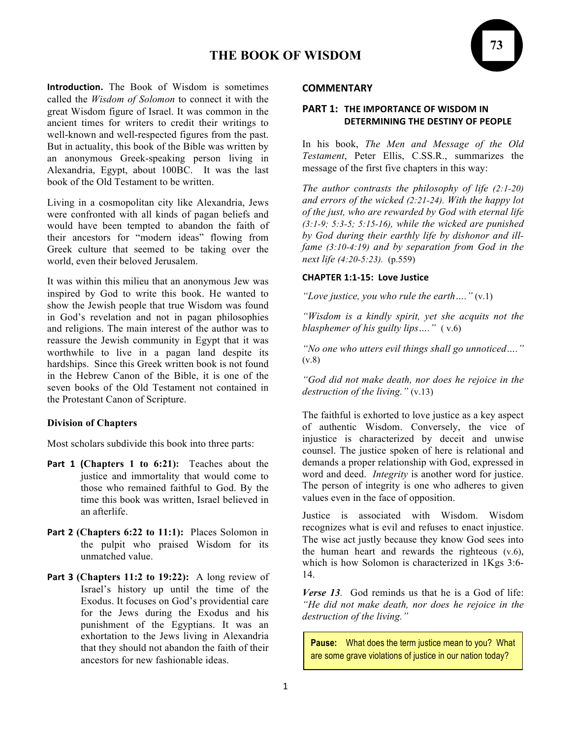# THE BOOK OF WISDOM

**Introduction.** The Book of Wisdom is sometimes called the *Wisdom of Solomon* to connect it with the great Wisdom figure of Israel. It was common in the ancient times for writers to credit their writings to well-known and well-respected figures from the past. But in actuality, this book of the Bible was written by an anonymous Greek-speaking person living in Alexandria, Egypt, about 100BC. It was the last book of the Old Testament to be written.

Living in a cosmopolitan city like Alexandria, Jews were confronted with all kinds of pagan beliefs and would have been tempted to abandon the faith of their ancestors for "modern ideas" flowing from Greek culture that seemed to be taking over the world, even their beloved Jerusalem.

It was within this milieu that an anonymous Jew was inspired by God to write this book. He wanted to show the Jewish people that true Wisdom was found in God's revelation and not in pagan philosophies and religions. The main interest of the author was to reassure the Jewish community in Egypt that it was worthwhile to live in a pagan land despite its hardships. Since this Greek written book is not found in the Hebrew Canon of the Bible, it is one of the seven books of the Old Testament not contained in the Protestant Canon of Scripture.

### Division of Chapters

Most scholars subdivide this book into three parts:

- **Part 1 (Chapters 1 to 6:21):** Teaches about the justice and immortality that would come to those who remained faithful to God. By the time this book was written, Israel believed in an afterlife.
- **Part 2 (Chapters 6:22 to 11:1):** Places Solomon in the pulpit who praised Wisdom for its unmatched value.
- **Part 3 (Chapters 11:2 to 19:22):** A long review of Israel's history up until the time of the Exodus. It focuses on God's providential care for the Jews during the Exodus and his punishment of the Egyptians. It was an exhortation to the Jews living in Alexandria that they should not abandon the faith of their ancestors for new fashionable ideas.

## COMMENTARY

### PART 1: THE IMPORTANCE OF WISDOM IN DETERMINING THE DESTINY OF PEOPLE

In his book, *The Men and Message of the Old Testament*, Peter Ellis, C.SS.R., summarizes the message of the first five chapters in this way:

*The author contrasts the philosophy of life (2:1-20) and errors of the wicked (2:21-24). With the happy lot of the just, who are rewarded by God with eternal life (3:1-9; 5:3-5; 5:15-16), while the wicked are punished by God during their earthly life by dishonor and ill-fame (3:10-4:19) and by separation from God in the next life (4:20-5:23).* (p.559)

#### CHAPTER 1:1-15: Love Justice

*"Love justice, you who rule the earth…."* (v.1)

*"Wisdom is a kindly spirit, yet she acquits not the blasphemer of his guilty lips…."* ( v.6)

*"No one who utters evil things shall go unnoticed…."* (v.8)

*"God did not make death, nor does he rejoice in the destruction of the living."* (v.13)

The faithful is exhorted to love justice as a key aspect of authentic Wisdom. Conversely, the vice of injustice is characterized by deceit and unwise counsel. The justice spoken of here is relational and demands a proper relationship with God, expressed in word and deed. *Integrity* is another word for justice. The person of integrity is one who adheres to given values even in the face of opposition.

Justice is associated with Wisdom. Wisdom recognizes what is evil and refuses to enact injustice. The wise act justly because they know God sees into the human heart and rewards the righteous (v.6), which is how Solomon is characterized in 1Kgs 3:6-14.

***Verse 13***. God reminds us that he is a God of life: *"He did not make death, nor does he rejoice in the destruction of the living."*

> **Pause:** What does the term justice mean to you? What are some grave violations of justice in our nation today?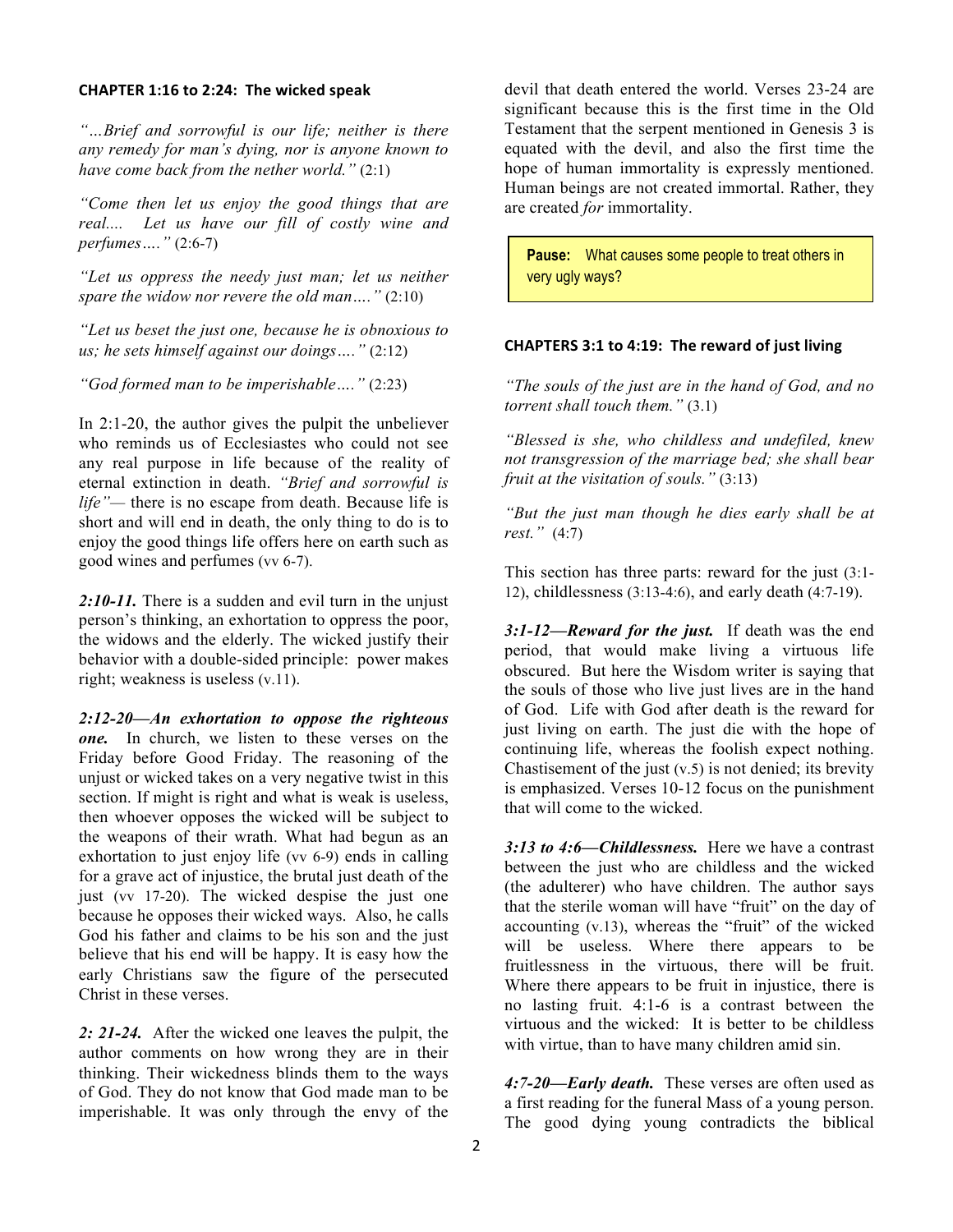## CHAPTER 1:16 to 2:24: The wicked speak

*"…Brief and sorrowful is our life; neither is there any remedy for man's dying, nor is anyone known to have come back from the nether world."* (2:1)

*"Come then let us enjoy the good things that are real.... Let us have our fill of costly wine and perfumes…."* (2:6-7)

*"Let us oppress the needy just man; let us neither spare the widow nor revere the old man…."* (2:10)

*"Let us beset the just one, because he is obnoxious to us; he sets himself against our doings…."* (2:12)

*"God formed man to be imperishable…."* (2:23)

In 2:1-20, the author gives the pulpit the unbeliever who reminds us of Ecclesiastes who could not see any real purpose in life because of the reality of eternal extinction in death. *"Brief and sorrowful is life"*— there is no escape from death. Because life is short and will end in death, the only thing to do is to enjoy the good things life offers here on earth such as good wines and perfumes (vv 6-7).

***2:10-11.*** There is a sudden and evil turn in the unjust person's thinking, an exhortation to oppress the poor, the widows and the elderly. The wicked justify their behavior with a double-sided principle: power makes right; weakness is useless (v.11).

***2:12-20—An exhortation to oppose the righteous one.*** In church, we listen to these verses on the Friday before Good Friday. The reasoning of the unjust or wicked takes on a very negative twist in this section. If might is right and what is weak is useless, then whoever opposes the wicked will be subject to the weapons of their wrath. What had begun as an exhortation to just enjoy life (vv 6-9) ends in calling for a grave act of injustice, the brutal just death of the just (vv 17-20). The wicked despise the just one because he opposes their wicked ways. Also, he calls God his father and claims to be his son and the just believe that his end will be happy. It is easy how the early Christians saw the figure of the persecuted Christ in these verses.

***2: 21-24.*** After the wicked one leaves the pulpit, the author comments on how wrong they are in their thinking. Their wickedness blinds them to the ways of God. They do not know that God made man to be imperishable. It was only through the envy of the devil that death entered the world. Verses 23-24 are significant because this is the first time in the Old Testament that the serpent mentioned in Genesis 3 is equated with the devil, and also the first time the hope of human immortality is expressly mentioned. Human beings are not created immortal. Rather, they are created *for* immortality.

> **Pause:** What causes some people to treat others in very ugly ways?

## CHAPTERS 3:1 to 4:19: The reward of just living

*"The souls of the just are in the hand of God, and no torrent shall touch them."* (3.1)

*"Blessed is she, who childless and undefiled, knew not transgression of the marriage bed; she shall bear fruit at the visitation of souls."* (3:13)

*"But the just man though he dies early shall be at rest."* (4:7)

This section has three parts: reward for the just (3:1-12), childlessness (3:13-4:6), and early death (4:7-19).

***3:1-12—Reward for the just.*** If death was the end period, that would make living a virtuous life obscured. But here the Wisdom writer is saying that the souls of those who live just lives are in the hand of God. Life with God after death is the reward for just living on earth. The just die with the hope of continuing life, whereas the foolish expect nothing. Chastisement of the just (v.5) is not denied; its brevity is emphasized. Verses 10-12 focus on the punishment that will come to the wicked.

***3:13 to 4:6—Childlessness.*** Here we have a contrast between the just who are childless and the wicked (the adulterer) who have children. The author says that the sterile woman will have "fruit" on the day of accounting (v.13), whereas the "fruit" of the wicked will be useless. Where there appears to be fruitlessness in the virtuous, there will be fruit. Where there appears to be fruit in injustice, there is no lasting fruit. 4:1-6 is a contrast between the virtuous and the wicked: It is better to be childless with virtue, than to have many children amid sin.

***4:7-20—Early death.*** These verses are often used as a first reading for the funeral Mass of a young person. The good dying young contradicts the biblical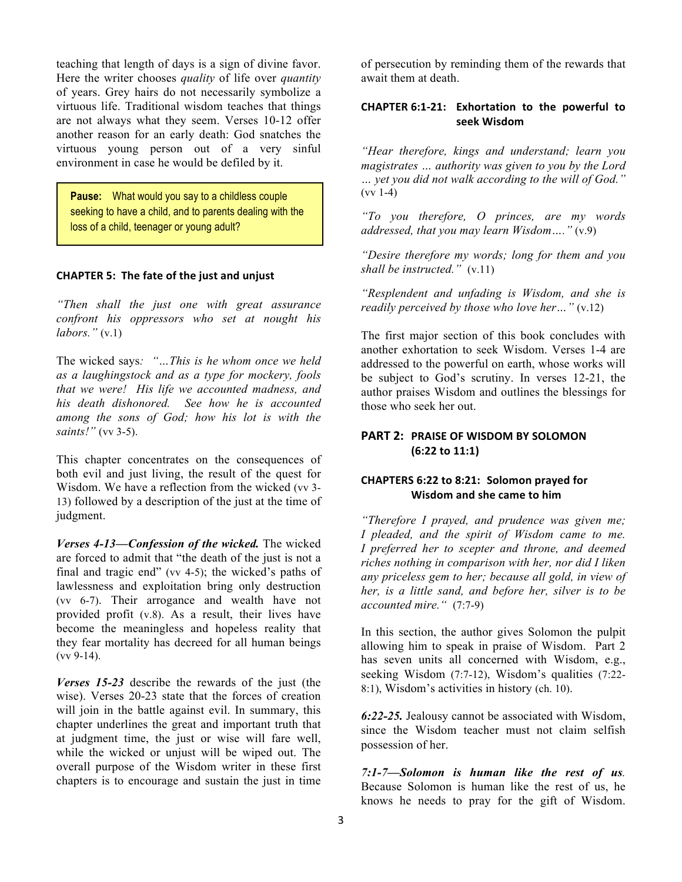teaching that length of days is a sign of divine favor. Here the writer chooses *quality* of life over *quantity* of years. Grey hairs do not necessarily symbolize a virtuous life. Traditional wisdom teaches that things are not always what they seem. Verses 10-12 offer another reason for an early death: God snatches the virtuous young person out of a very sinful environment in case he would be defiled by it.

> **Pause:** What would you say to a childless couple seeking to have a child, and to parents dealing with the loss of a child, teenager or young adult?

### CHAPTER 5: The fate of the just and unjust

*"Then shall the just one with great assurance confront his oppressors who set at nought his labors."* (v.1)

The wicked says*: "…This is he whom once we held as a laughingstock and as a type for mockery, fools that we were! His life we accounted madness, and his death dishonored. See how he is accounted among the sons of God; how his lot is with the saints!"* (vv 3-5).

This chapter concentrates on the consequences of both evil and just living, the result of the quest for Wisdom. We have a reflection from the wicked (vv 3-13) followed by a description of the just at the time of judgment.

***Verses 4-13—Confession of the wicked.*** The wicked are forced to admit that "the death of the just is not a final and tragic end" (vv 4-5); the wicked's paths of lawlessness and exploitation bring only destruction (vv 6-7). Their arrogance and wealth have not provided profit (v.8). As a result, their lives have become the meaningless and hopeless reality that they fear mortality has decreed for all human beings (vv 9-14).

***Verses 15-23*** describe the rewards of the just (the wise). Verses 20-23 state that the forces of creation will join in the battle against evil. In summary, this chapter underlines the great and important truth that at judgment time, the just or wise will fare well, while the wicked or unjust will be wiped out. The overall purpose of the Wisdom writer in these first chapters is to encourage and sustain the just in time of persecution by reminding them of the rewards that await them at death.

### CHAPTER 6:1-21: Exhortation to the powerful to seek Wisdom

*"Hear therefore, kings and understand; learn you magistrates … authority was given to you by the Lord … yet you did not walk according to the will of God."* (vv 1-4)

*"To you therefore, O princes, are my words addressed, that you may learn Wisdom…."* (v.9)

*"Desire therefore my words; long for them and you shall be instructed."* (v.11)

*"Resplendent and unfading is Wisdom, and she is readily perceived by those who love her…"* (v.12)

The first major section of this book concludes with another exhortation to seek Wisdom. Verses 1-4 are addressed to the powerful on earth, whose works will be subject to God's scrutiny. In verses 12-21, the author praises Wisdom and outlines the blessings for those who seek her out.

## PART 2: PRAISE OF WISDOM BY SOLOMON (6:22 to 11:1)

### CHAPTERS 6:22 to 8:21: Solomon prayed for Wisdom and she came to him

*"Therefore I prayed, and prudence was given me; I pleaded, and the spirit of Wisdom came to me. I preferred her to scepter and throne, and deemed riches nothing in comparison with her, nor did I liken any priceless gem to her; because all gold, in view of her, is a little sand, and before her, silver is to be accounted mire."* (7:7-9)

In this section, the author gives Solomon the pulpit allowing him to speak in praise of Wisdom. Part 2 has seven units all concerned with Wisdom, e.g., seeking Wisdom (7:7-12), Wisdom's qualities (7:22-8:1), Wisdom's activities in history (ch. 10).

***6:22-25.*** Jealousy cannot be associated with Wisdom, since the Wisdom teacher must not claim selfish possession of her.

***7:1-7—Solomon is human like the rest of us.*** Because Solomon is human like the rest of us, he knows he needs to pray for the gift of Wisdom.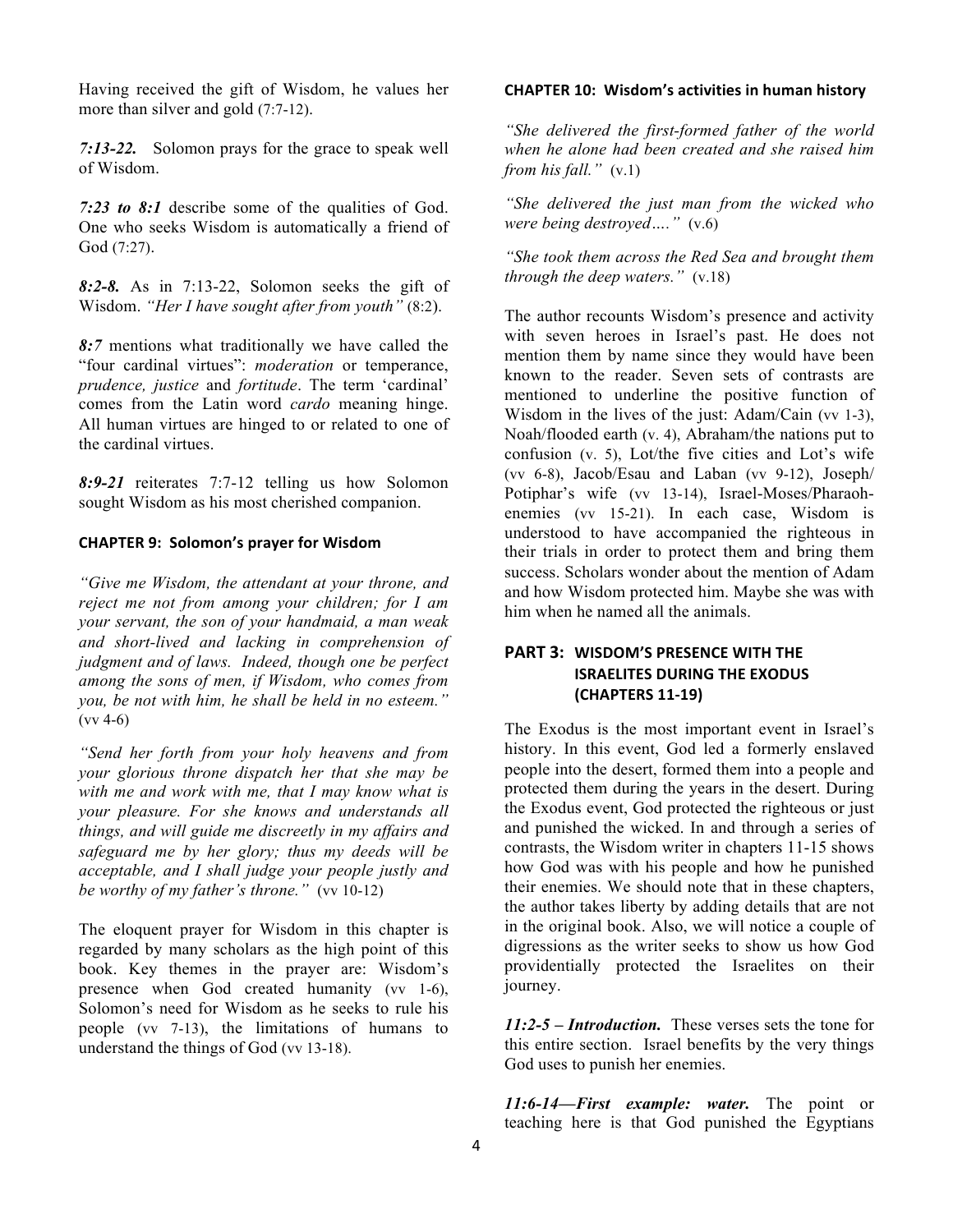Having received the gift of Wisdom, he values her more than silver and gold (7:7-12).

***7:13-22.*** Solomon prays for the grace to speak well of Wisdom.

***7:23 to 8:1*** describe some of the qualities of God. One who seeks Wisdom is automatically a friend of God (7:27).

***8:2-8.*** As in 7:13-22, Solomon seeks the gift of Wisdom. *"Her I have sought after from youth"* (8:2).

***8:7*** mentions what traditionally we have called the "four cardinal virtues": *moderation* or temperance, *prudence, justice* and *fortitude*. The term 'cardinal' comes from the Latin word *cardo* meaning hinge. All human virtues are hinged to or related to one of the cardinal virtues.

***8:9-21*** reiterates 7:7-12 telling us how Solomon sought Wisdom as his most cherished companion.

### CHAPTER 9: Solomon's prayer for Wisdom

*"Give me Wisdom, the attendant at your throne, and reject me not from among your children; for I am your servant, the son of your handmaid, a man weak and short-lived and lacking in comprehension of judgment and of laws. Indeed, though one be perfect among the sons of men, if Wisdom, who comes from you, be not with him, he shall be held in no esteem."* (vv 4-6)

*"Send her forth from your holy heavens and from your glorious throne dispatch her that she may be with me and work with me, that I may know what is your pleasure. For she knows and understands all things, and will guide me discreetly in my affairs and safeguard me by her glory; thus my deeds will be acceptable, and I shall judge your people justly and be worthy of my father's throne."* (vv 10-12)

The eloquent prayer for Wisdom in this chapter is regarded by many scholars as the high point of this book. Key themes in the prayer are: Wisdom's presence when God created humanity (vv 1-6), Solomon's need for Wisdom as he seeks to rule his people (vv 7-13), the limitations of humans to understand the things of God (vv 13-18).

### CHAPTER 10: Wisdom's activities in human history

*"She delivered the first-formed father of the world when he alone had been created and she raised him from his fall."* (v.1)

*"She delivered the just man from the wicked who were being destroyed…."* (v.6)

*"She took them across the Red Sea and brought them through the deep waters."* (v.18)

The author recounts Wisdom's presence and activity with seven heroes in Israel's past. He does not mention them by name since they would have been known to the reader. Seven sets of contrasts are mentioned to underline the positive function of Wisdom in the lives of the just: Adam/Cain (vv 1-3), Noah/flooded earth (v. 4), Abraham/the nations put to confusion (v. 5), Lot/the five cities and Lot's wife (vv 6-8), Jacob/Esau and Laban (vv 9-12), Joseph/ Potiphar's wife (vv 13-14), Israel-Moses/Pharaoh-enemies (vv 15-21). In each case, Wisdom is understood to have accompanied the righteous in their trials in order to protect them and bring them success. Scholars wonder about the mention of Adam and how Wisdom protected him. Maybe she was with him when he named all the animals.

## PART 3: WISDOM'S PRESENCE WITH THE ISRAELITES DURING THE EXODUS (CHAPTERS 11-19)

The Exodus is the most important event in Israel's history. In this event, God led a formerly enslaved people into the desert, formed them into a people and protected them during the years in the desert. During the Exodus event, God protected the righteous or just and punished the wicked. In and through a series of contrasts, the Wisdom writer in chapters 11-15 shows how God was with his people and how he punished their enemies. We should note that in these chapters, the author takes liberty by adding details that are not in the original book. Also, we will notice a couple of digressions as the writer seeks to show us how God providentially protected the Israelites on their journey.

***11:2-5 – Introduction.*** These verses sets the tone for this entire section. Israel benefits by the very things God uses to punish her enemies.

***11:6-14—First example: water.*** The point or teaching here is that God punished the Egyptians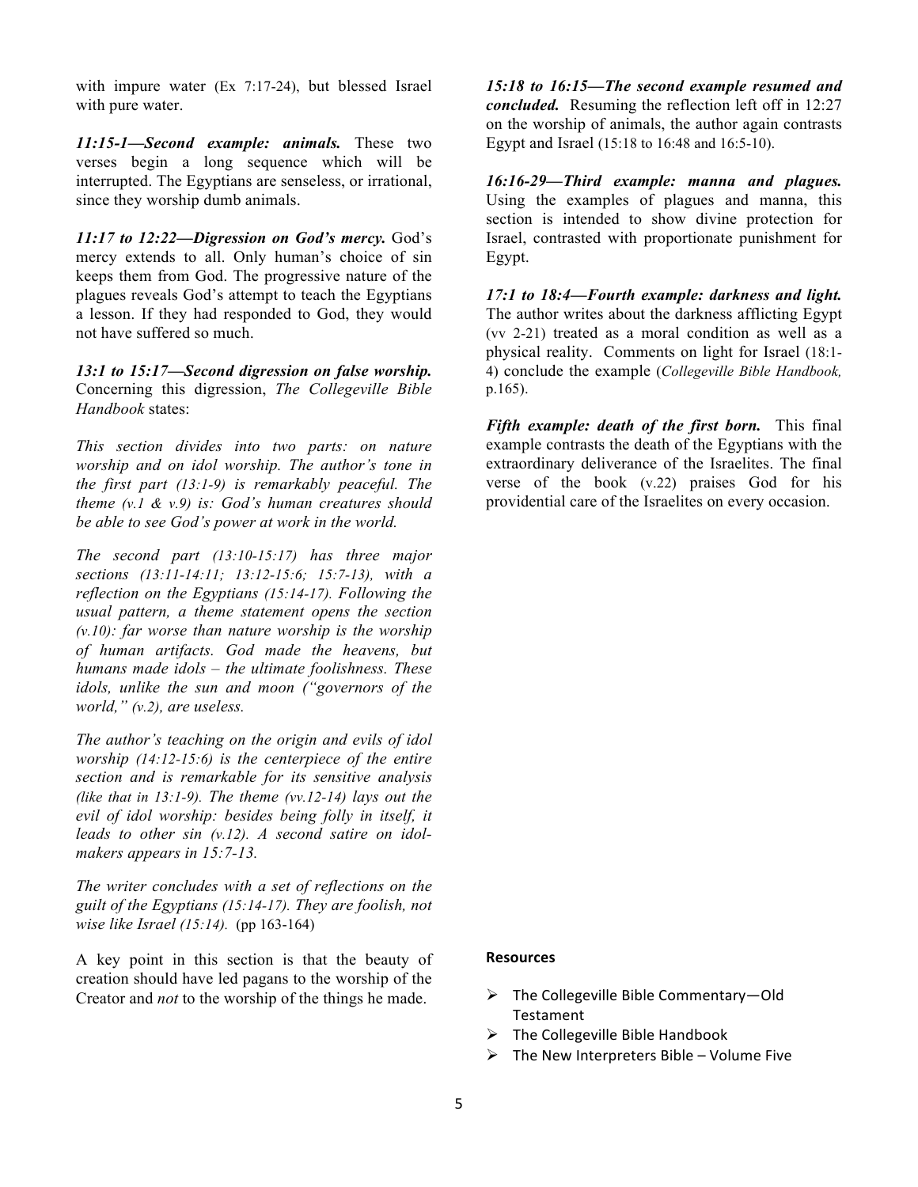with impure water (Ex 7:17-24), but blessed Israel with pure water.

***11:15-1—Second example: animals.*** These two verses begin a long sequence which will be interrupted. The Egyptians are senseless, or irrational, since they worship dumb animals.

***11:17 to 12:22—Digression on God's mercy.*** God's mercy extends to all. Only human's choice of sin keeps them from God. The progressive nature of the plagues reveals God's attempt to teach the Egyptians a lesson. If they had responded to God, they would not have suffered so much.

***13:1 to 15:17—Second digression on false worship.*** Concerning this digression, *The Collegeville Bible Handbook* states:

*This section divides into two parts: on nature worship and on idol worship. The author's tone in the first part (13:1-9) is remarkably peaceful. The theme (v.1 & v.9) is: God's human creatures should be able to see God's power at work in the world.*

*The second part (13:10-15:17) has three major sections (13:11-14:11; 13:12-15:6; 15:7-13), with a reflection on the Egyptians (15:14-17). Following the usual pattern, a theme statement opens the section (v.10): far worse than nature worship is the worship of human artifacts. God made the heavens, but humans made idols – the ultimate foolishness. These idols, unlike the sun and moon ("governors of the world," (v.2), are useless.*

*The author's teaching on the origin and evils of idol worship (14:12-15:6) is the centerpiece of the entire section and is remarkable for its sensitive analysis (like that in 13:1-9). The theme (vv.12-14) lays out the evil of idol worship: besides being folly in itself, it leads to other sin (v.12). A second satire on idol-makers appears in 15:7-13.*

*The writer concludes with a set of reflections on the guilt of the Egyptians (15:14-17). They are foolish, not wise like Israel (15:14).* (pp 163-164)

A key point in this section is that the beauty of creation should have led pagans to the worship of the Creator and *not* to the worship of the things he made.

***15:18 to 16:15—The second example resumed and concluded.*** Resuming the reflection left off in 12:27 on the worship of animals, the author again contrasts Egypt and Israel (15:18 to 16:48 and 16:5-10).

***16:16-29—Third example: manna and plagues.*** Using the examples of plagues and manna, this section is intended to show divine protection for Israel, contrasted with proportionate punishment for Egypt.

***17:1 to 18:4—Fourth example: darkness and light.*** The author writes about the darkness afflicting Egypt (vv 2-21) treated as a moral condition as well as a physical reality. Comments on light for Israel (18:1-4) conclude the example (*Collegeville Bible Handbook,* p.165).

***Fifth example: death of the first born.*** This final example contrasts the death of the Egyptians with the extraordinary deliverance of the Israelites. The final verse of the book (v.22) praises God for his providential care of the Israelites on every occasion.

**Resources**

- The Collegeville Bible Commentary—Old Testament
- The Collegeville Bible Handbook
- The New Interpreters Bible – Volume Five